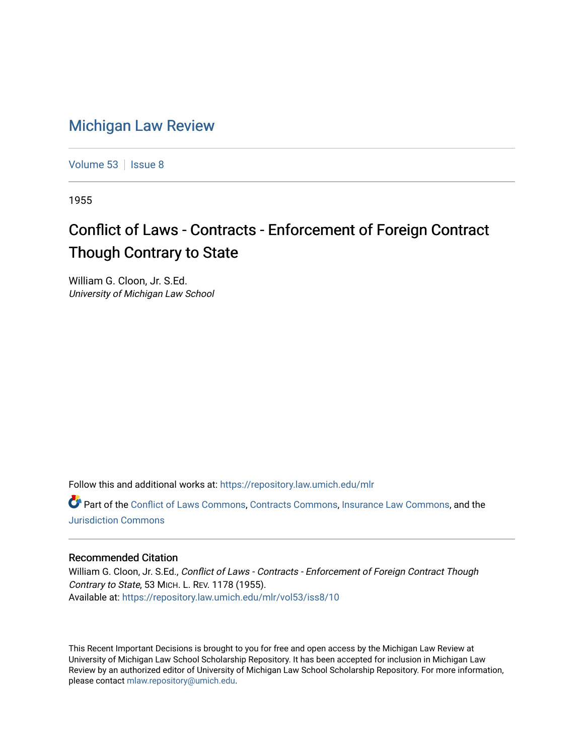# Michigan Law Review

Volume 53 | Issue 8

1955

## Conflict of Laws - Contracts - Enforcement of Foreign Contract Though Contrary to State

William G. Cloon, Jr. S.Ed.
*University of Michigan Law School*

Follow this and additional works at: https://repository.law.umich.edu/mlr

Part of the Conflict of Laws Commons, Contracts Commons, Insurance Law Commons, and the Jurisdiction Commons

### Recommended Citation

William G. Cloon, Jr. S.Ed., *Conflict of Laws - Contracts - Enforcement of Foreign Contract Though Contrary to State*, 53 MICH. L. REV. 1178 (1955).
Available at: https://repository.law.umich.edu/mlr/vol53/iss8/10

This Recent Important Decisions is brought to you for free and open access by the Michigan Law Review at University of Michigan Law School Scholarship Repository. It has been accepted for inclusion in Michigan Law Review by an authorized editor of University of Michigan Law School Scholarship Repository. For more information, please contact mlaw.repository@umich.edu.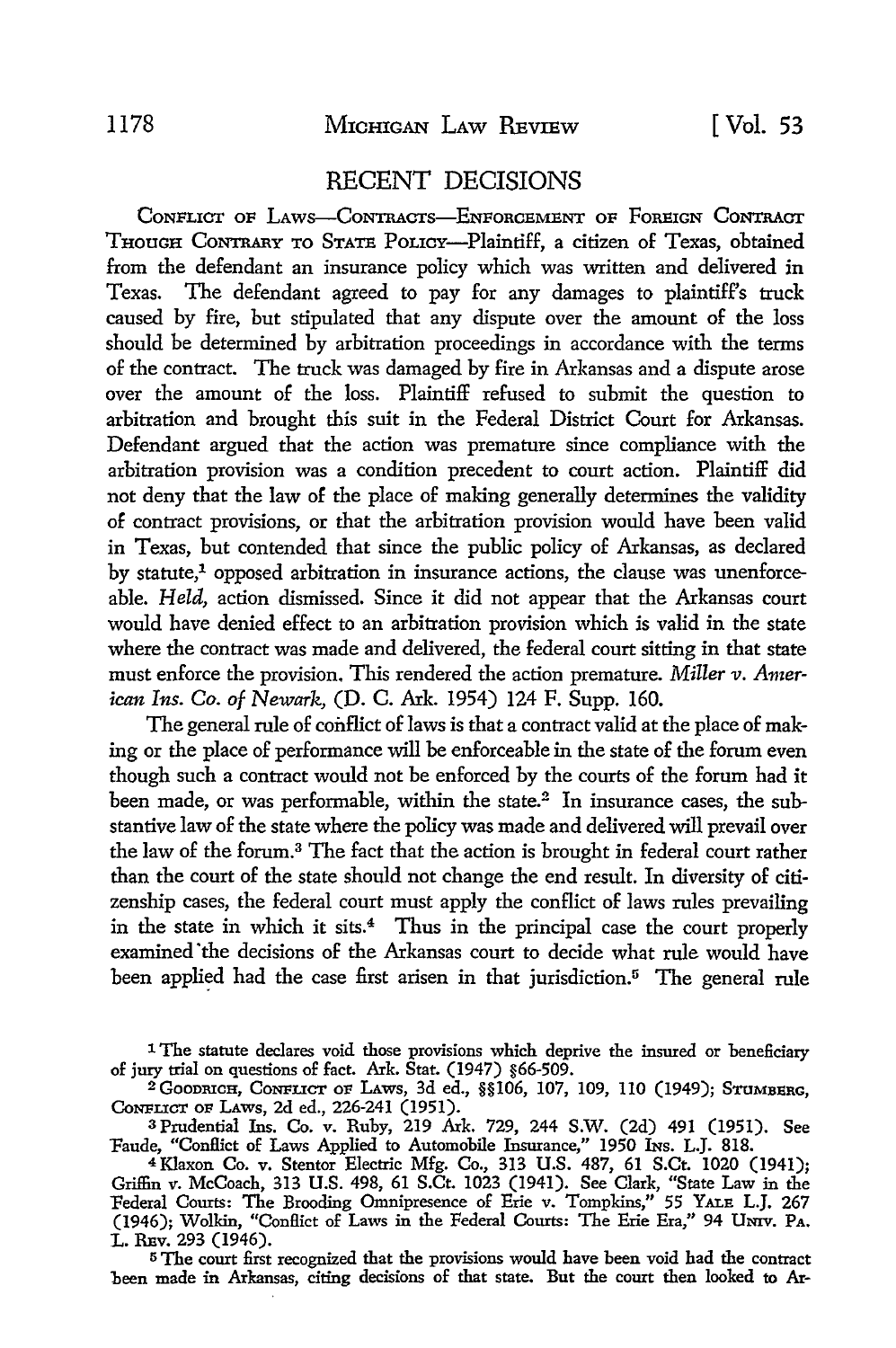## RECENT DECISIONS

CONFLICT OF LAWS—CONTRACTS—ENFORCEMENT OF FOREIGN CONTRACT THOUGH CONTRARY TO STATE POLICY—Plaintiff, a citizen of Texas, obtained from the defendant an insurance policy which was written and delivered in Texas. The defendant agreed to pay for any damages to plaintiff's truck caused by fire, but stipulated that any dispute over the amount of the loss should be determined by arbitration proceedings in accordance with the terms of the contract. The truck was damaged by fire in Arkansas and a dispute arose over the amount of the loss. Plaintiff refused to submit the question to arbitration and brought this suit in the Federal District Court for Arkansas. Defendant argued that the action was premature since compliance with the arbitration provision was a condition precedent to court action. Plaintiff did not deny that the law of the place of making generally determines the validity of contract provisions, or that the arbitration provision would have been valid in Texas, but contended that since the public policy of Arkansas, as declared by statute,[1] opposed arbitration in insurance actions, the clause was unenforceable. *Held*, action dismissed. Since it did not appear that the Arkansas court would have denied effect to an arbitration provision which is valid in the state where the contract was made and delivered, the federal court sitting in that state must enforce the provision. This rendered the action premature. *Miller v. American Ins. Co. of Newark*, (D. C. Ark. 1954) 124 F. Supp. 160.

The general rule of conflict of laws is that a contract valid at the place of making or the place of performance will be enforceable in the state of the forum even though such a contract would not be enforced by the courts of the forum had it been made, or was performable, within the state.[2] In insurance cases, the substantive law of the state where the policy was made and delivered will prevail over the law of the forum.[3] The fact that the action is brought in federal court rather than the court of the state should not change the end result. In diversity of citizenship cases, the federal court must apply the conflict of laws rules prevailing in the state in which it sits.[4] Thus in the principal case the court properly examined the decisions of the Arkansas court to decide what rule would have been applied had the case first arisen in that jurisdiction.[5] The general rule

---

[1] The statute declares void those provisions which deprive the insured or beneficiary of jury trial on questions of fact. Ark. Stat. (1947) §66-509.

[2] GOODRICH, CONFLICT OF LAWS, 3d ed., §§106, 107, 109, 110 (1949); STUMBERG, CONFLICT OF LAWS, 2d ed., 226-241 (1951).

[3] Prudential Ins. Co. v. Ruby, 219 Ark. 729, 244 S.W. (2d) 491 (1951). See Faude, "Conflict of Laws Applied to Automobile Insurance," 1950 INS. L.J. 818.

[4] Klaxon Co. v. Stentor Electric Mfg. Co., 313 U.S. 487, 61 S.Ct. 1020 (1941); Griffin v. McCoach, 313 U.S. 498, 61 S.Ct. 1023 (1941). See Clark, "State Law in the Federal Courts: The Brooding Omnipresence of Erie v. Tompkins," 55 YALE L.J. 267 (1946); Wolkin, "Conflict of Laws in the Federal Courts: The Erie Era," 94 UNIV. PA. L. REV. 293 (1946).

[5] The court first recognized that the provisions would have been void had the contract been made in Arkansas, citing decisions of that state. But the court then looked to Ar-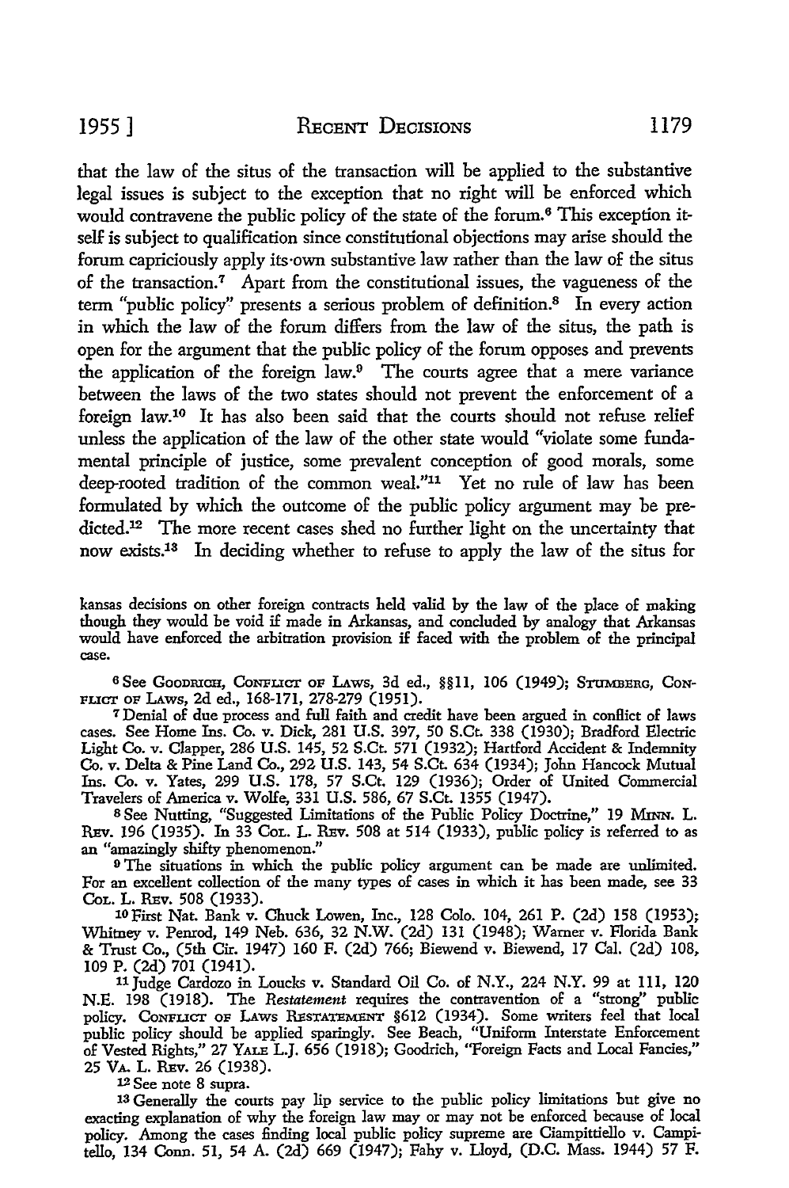that the law of the situs of the transaction will be applied to the substantive legal issues is subject to the exception that no right will be enforced which would contravene the public policy of the state of the forum.[6] This exception itself is subject to qualification since constitutional objections may arise should the forum capriciously apply its own substantive law rather than the law of the situs of the transaction.[7] Apart from the constitutional issues, the vagueness of the term "public policy" presents a serious problem of definition.[8] In every action in which the law of the forum differs from the law of the situs, the path is open for the argument that the public policy of the forum opposes and prevents the application of the foreign law.[9] The courts agree that a mere variance between the laws of the two states should not prevent the enforcement of a foreign law.[10] It has also been said that the courts should not refuse relief unless the application of the law of the other state would "violate some fundamental principle of justice, some prevalent conception of good morals, some deep-rooted tradition of the common weal."[11] Yet no rule of law has been formulated by which the outcome of the public policy argument may be predicted.[12] The more recent cases shed no further light on the uncertainty that now exists.[13] In deciding whether to refuse to apply the law of the situs for

kansas decisions on other foreign contracts held valid by the law of the place of making though they would be void if made in Arkansas, and concluded by analogy that Arkansas would have enforced the arbitration provision if faced with the problem of the principal case.

[6] See GOODRICH, CONFLICT OF LAWS, 3d ed., §§11, 106 (1949); STUMBERG, CONFLICT OF LAWS, 2d ed., 168-171, 278-279 (1951).

[7] Denial of due process and full faith and credit have been argued in conflict of laws cases. See Home Ins. Co. v. Dick, 281 U.S. 397, 50 S.Ct. 338 (1930); Bradford Electric Light Co. v. Clapper, 286 U.S. 145, 52 S.Ct. 571 (1932); Hartford Accident & Indemnity Co. v. Delta & Pine Land Co., 292 U.S. 143, 54 S.Ct. 634 (1934); John Hancock Mutual Ins. Co. v. Yates, 299 U.S. 178, 57 S.Ct. 129 (1936); Order of United Commercial Travelers of America v. Wolfe, 331 U.S. 586, 67 S.Ct. 1355 (1947).

[8] See Nutting, "Suggested Limitations of the Public Policy Doctrine," 19 MINN. L. REV. 196 (1935). In 33 COL. L. REV. 508 at 514 (1933), public policy is referred to as an "amazingly shifty phenomenon."

[9] The situations in which the public policy argument can be made are unlimited. For an excellent collection of the many types of cases in which it has been made, see 33 COL. L. REV. 508 (1933).

[10] First Nat. Bank v. Chuck Lowen, Inc., 128 Colo. 104, 261 P. (2d) 158 (1953); Whitney v. Penrod, 149 Neb. 636, 32 N.W. (2d) 131 (1948); Warner v. Florida Bank & Trust Co., (5th Cir. 1947) 160 F. (2d) 766; Biewend v. Biewend, 17 Cal. (2d) 108, 109 P. (2d) 701 (1941).

[11] Judge Cardozo in Loucks v. Standard Oil Co. of N.Y., 224 N.Y. 99 at 111, 120 N.E. 198 (1918). The *Restatement* requires the contravention of a "strong" public policy. CONFLICT OF LAWS RESTATEMENT §612 (1934). Some writers feel that local public policy should be applied sparingly. See Beach, "Uniform Interstate Enforcement of Vested Rights," 27 YALE L.J. 656 (1918); Goodrich, "Foreign Facts and Local Fancies," 25 VA. L. REV. 26 (1938).

[12] See note 8 supra.

[13] Generally the courts pay lip service to the public policy limitations but give no exacting explanation of why the foreign law may or may not be enforced because of local policy. Among the cases finding local public policy supreme are Ciampittiello v. Campitello, 134 Conn. 51, 54 A. (2d) 669 (1947); Fahy v. Lloyd, (D.C. Mass. 1944) 57 F.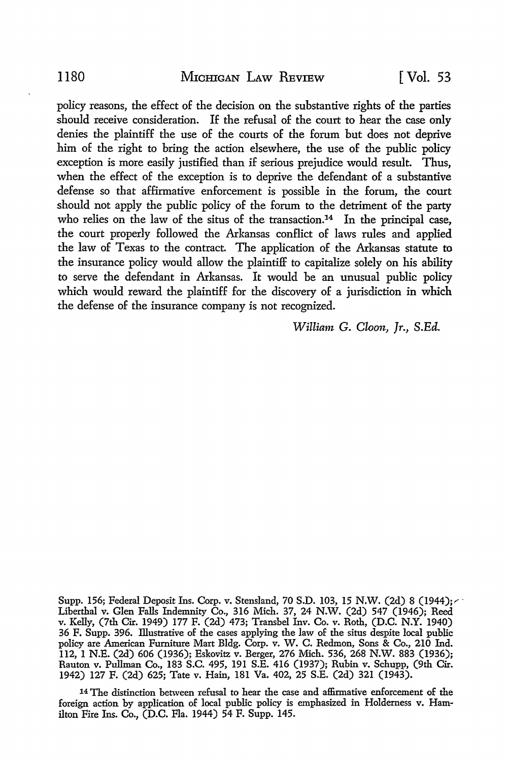policy reasons, the effect of the decision on the substantive rights of the parties should receive consideration. If the refusal of the court to hear the case only denies the plaintiff the use of the courts of the forum but does not deprive him of the right to bring the action elsewhere, the use of the public policy exception is more easily justified than if serious prejudice would result. Thus, when the effect of the exception is to deprive the defendant of a substantive defense so that affirmative enforcement is possible in the forum, the court should not apply the public policy of the forum to the detriment of the party who relies on the law of the situs of the transaction.[14] In the principal case, the court properly followed the Arkansas conflict of laws rules and applied the law of Texas to the contract. The application of the Arkansas statute to the insurance policy would allow the plaintiff to capitalize solely on his ability to serve the defendant in Arkansas. It would be an unusual public policy which would reward the plaintiff for the discovery of a jurisdiction in which the defense of the insurance company is not recognized.

*William G. Cloon, Jr., S.Ed.*

Supp. 156; Federal Deposit Ins. Corp. v. Stensland, 70 S.D. 103, 15 N.W. (2d) 8 (1944); Liberthal v. Glen Falls Indemnity Co., 316 Mich. 37, 24 N.W. (2d) 547 (1946); Reed v. Kelly, (7th Cir. 1949) 177 F. (2d) 473; Transbel Inv. Co. v. Roth, (D.C. N.Y. 1940) 36 F. Supp. 396. Illustrative of the cases applying the law of the situs despite local public policy are American Furniture Mart Bldg. Corp. v. W. C. Redmon, Sons & Co., 210 Ind. 112, 1 N.E. (2d) 606 (1936); Eskovitz v. Berger, 276 Mich. 536, 268 N.W. 883 (1936); Rauton v. Pullman Co., 183 S.C. 495, 191 S.E. 416 (1937); Rubin v. Schupp, (9th Cir. 1942) 127 F. (2d) 625; Tate v. Hain, 181 Va. 402, 25 S.E. (2d) 321 (1943).

[14] The distinction between refusal to hear the case and affirmative enforcement of the foreign action by application of local public policy is emphasized in Holderness v. Hamilton Fire Ins. Co., (D.C. Fla. 1944) 54 F. Supp. 145.